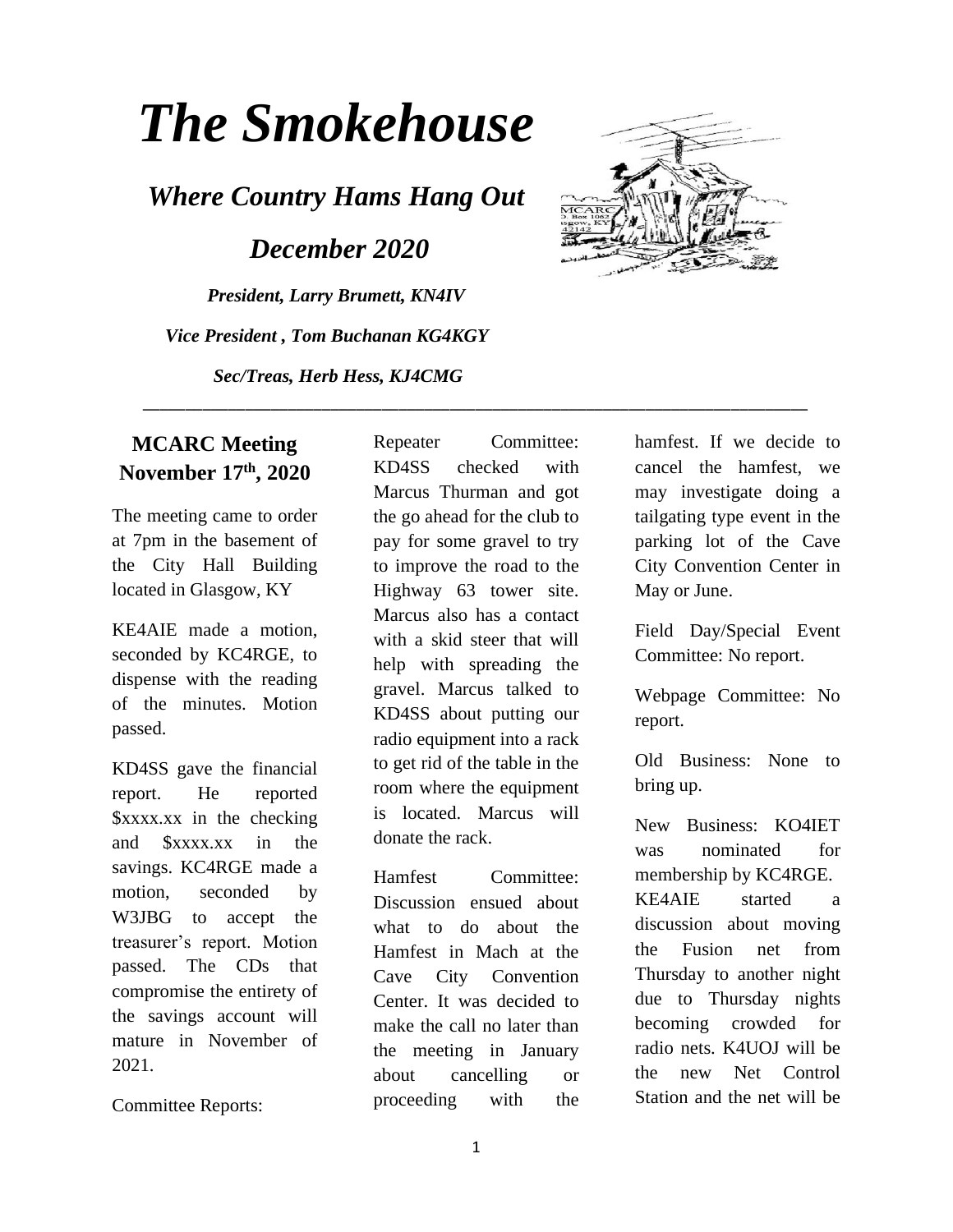# *The Smokehouse*

## *Where Country Hams Hang Out*

## *December 2020*

***President, Larry Brumett, KN4IV***

***Vice President , Tom Buchanan KG4KGY***

***Sec/Treas, Herb Hess, KJ4CMG***

---

### MCARC Meeting November 17th, 2020

The meeting came to order at 7pm in the basement of the City Hall Building located in Glasgow, KY

KE4AIE made a motion, seconded by KC4RGE, to dispense with the reading of the minutes. Motion passed.

KD4SS gave the financial report. He reported $xxxx.xx in the checking and $xxxx.xx in the savings. KC4RGE made a motion, seconded by W3JBG to accept the treasurer's report. Motion passed. The CDs that compromise the entirety of the savings account will mature in November of 2021.

Committee Reports:

Repeater Committee: KD4SS checked with Marcus Thurman and got the go ahead for the club to pay for some gravel to try to improve the road to the Highway 63 tower site. Marcus also has a contact with a skid steer that will help with spreading the gravel. Marcus talked to KD4SS about putting our radio equipment into a rack to get rid of the table in the room where the equipment is located. Marcus will donate the rack.

Hamfest Committee: Discussion ensued about what to do about the Hamfest in Mach at the Cave City Convention Center. It was decided to make the call no later than the meeting in January about cancelling or proceeding with the hamfest. If we decide to cancel the hamfest, we may investigate doing a tailgating type event in the parking lot of the Cave City Convention Center in May or June.

Field Day/Special Event Committee: No report.

Webpage Committee: No report.

Old Business: None to bring up.

New Business: KO4IET was nominated for membership by KC4RGE. KE4AIE started a discussion about moving the Fusion net from Thursday to another night due to Thursday nights becoming crowded for radio nets. K4UOJ will be the new Net Control Station and the net will be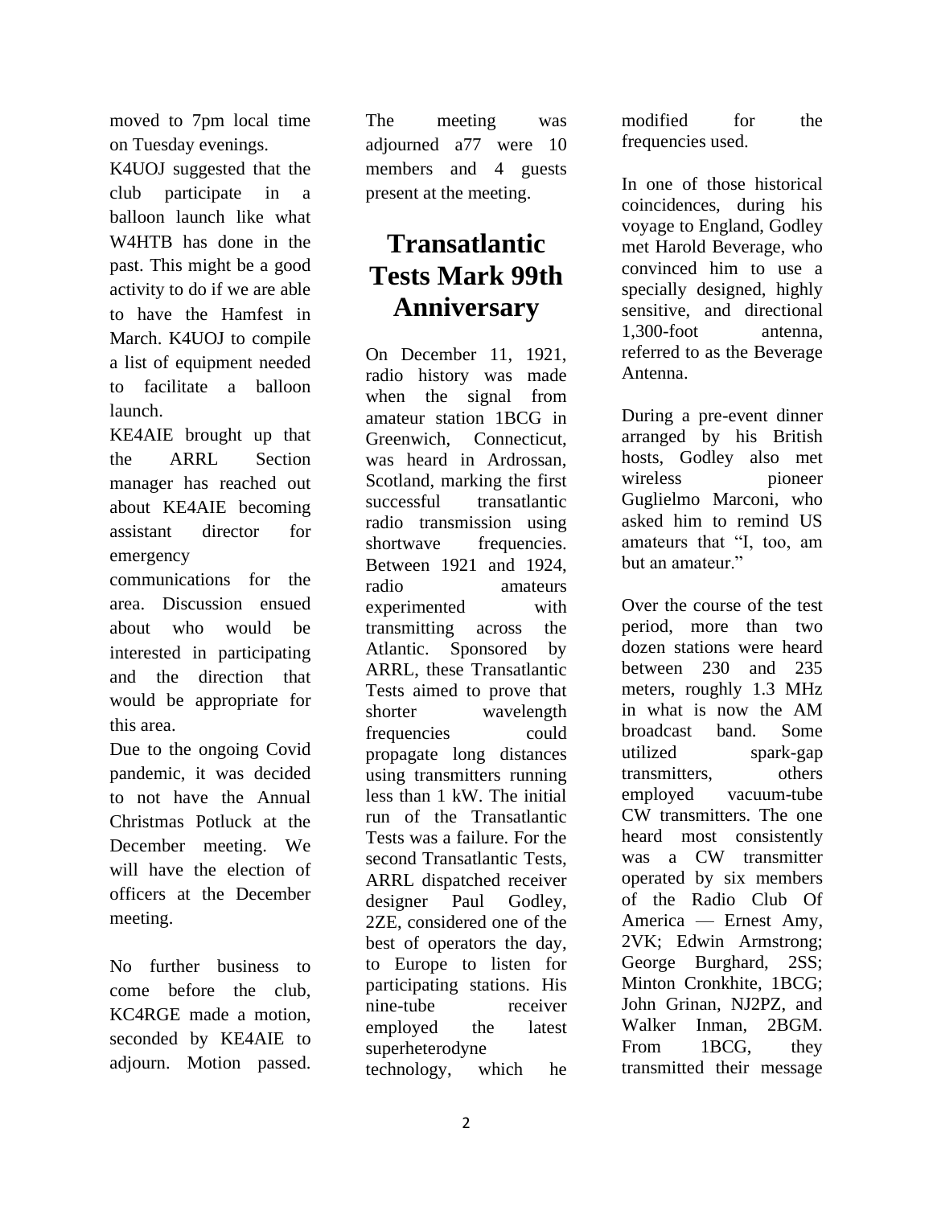moved to 7pm local time on Tuesday evenings.

K4UOJ suggested that the club participate in a balloon launch like what W4HTB has done in the past. This might be a good activity to do if we are able to have the Hamfest in March. K4UOJ to compile a list of equipment needed to facilitate a balloon launch.

KE4AIE brought up that the ARRL Section manager has reached out about KE4AIE becoming assistant director for emergency communications for the area. Discussion ensued about who would be interested in participating and the direction that would be appropriate for this area.

Due to the ongoing Covid pandemic, it was decided to not have the Annual Christmas Potluck at the December meeting. We will have the election of officers at the December meeting.

No further business to come before the club, KC4RGE made a motion, seconded by KE4AIE to adjourn. Motion passed. The meeting was adjourned a77 were 10 members and 4 guests present at the meeting.

# Transatlantic Tests Mark 99th Anniversary

On December 11, 1921, radio history was made when the signal from amateur station 1BCG in Greenwich, Connecticut, was heard in Ardrossan, Scotland, marking the first successful transatlantic radio transmission using shortwave frequencies. Between 1921 and 1924, radio amateurs experimented with transmitting across the Atlantic. Sponsored by ARRL, these Transatlantic Tests aimed to prove that shorter wavelength frequencies could propagate long distances using transmitters running less than 1 kW. The initial run of the Transatlantic Tests was a failure. For the second Transatlantic Tests, ARRL dispatched receiver designer Paul Godley, 2ZE, considered one of the best of operators the day, to Europe to listen for participating stations. His nine-tube receiver employed the latest superheterodyne technology, which he modified for the frequencies used.

In one of those historical coincidences, during his voyage to England, Godley met Harold Beverage, who convinced him to use a specially designed, highly sensitive, and directional 1,300-foot antenna, referred to as the Beverage Antenna.

During a pre-event dinner arranged by his British hosts, Godley also met wireless pioneer Guglielmo Marconi, who asked him to remind US amateurs that "I, too, am but an amateur."

Over the course of the test period, more than two dozen stations were heard between 230 and 235 meters, roughly 1.3 MHz in what is now the AM broadcast band. Some utilized spark-gap transmitters, others employed vacuum-tube CW transmitters. The one heard most consistently was a CW transmitter operated by six members of the Radio Club Of America — Ernest Amy, 2VK; Edwin Armstrong; George Burghard, 2SS; Minton Cronkhite, 1BCG; John Grinan, NJ2PZ, and Walker Inman, 2BGM. From 1BCG, they transmitted their message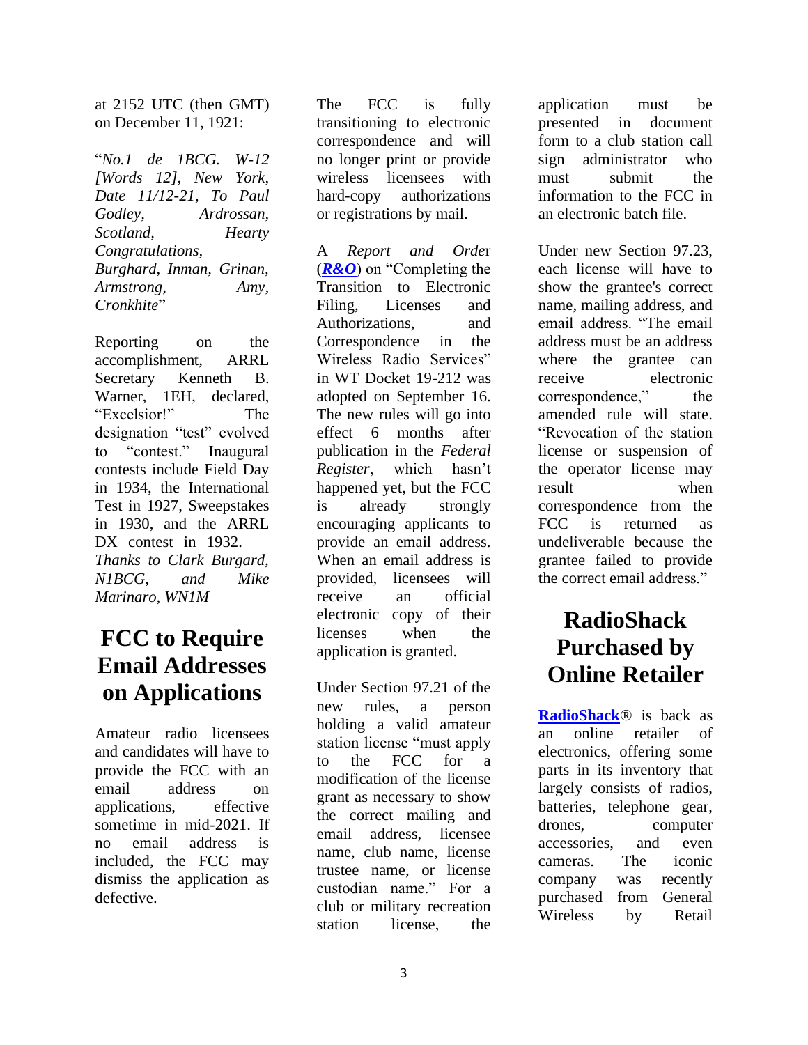at 2152 UTC (then GMT) on December 11, 1921:

"*No.1 de 1BCG. W-12 [Words 12], New York, Date 11/12-21, To Paul Godley, Ardrossan, Scotland, Hearty Congratulations, Burghard, Inman, Grinan, Armstrong, Amy, Cronkhite*"

Reporting on the accomplishment, ARRL Secretary Kenneth B. Warner, 1EH, declared, "Excelsior!" The designation "test" evolved to "contest." Inaugural contests include Field Day in 1934, the International Test in 1927, Sweepstakes in 1930, and the ARRL DX contest in 1932. — *Thanks to Clark Burgard, N1BCG, and Mike Marinaro, WN1M*

# FCC to Require Email Addresses on Applications

Amateur radio licensees and candidates will have to provide the FCC with an email address on applications, effective sometime in mid-2021. If no email address is included, the FCC may dismiss the application as defective.

The FCC is fully transitioning to electronic correspondence and will no longer print or provide wireless licensees with hard-copy authorizations or registrations by mail.

A *Report and Order* (***R&O***) on "Completing the Transition to Electronic Filing, Licenses and Authorizations, and Correspondence in the Wireless Radio Services" in WT Docket 19-212 was adopted on September 16. The new rules will go into effect 6 months after publication in the *Federal Register*, which hasn't happened yet, but the FCC is already strongly encouraging applicants to provide an email address. When an email address is provided, licensees will receive an official electronic copy of their licenses when the application is granted.

Under Section 97.21 of the new rules, a person holding a valid amateur station license "must apply to the FCC for a modification of the license grant as necessary to show the correct mailing and email address, licensee name, club name, license trustee name, or license custodian name." For a club or military recreation station license, the application must be presented in document form to a club station call sign administrator who must submit the information to the FCC in an electronic batch file.

Under new Section 97.23, each license will have to show the grantee's correct name, mailing address, and email address. "The email address must be an address where the grantee can receive electronic correspondence," the amended rule will state. "Revocation of the station license or suspension of the operator license may result when correspondence from the FCC is returned as undeliverable because the grantee failed to provide the correct email address."

# RadioShack Purchased by Online Retailer

**RadioShack**® is back as an online retailer of electronics, offering some parts in its inventory that largely consists of radios, batteries, telephone gear, drones, computer accessories, and even cameras. The iconic company was recently purchased from General Wireless by Retail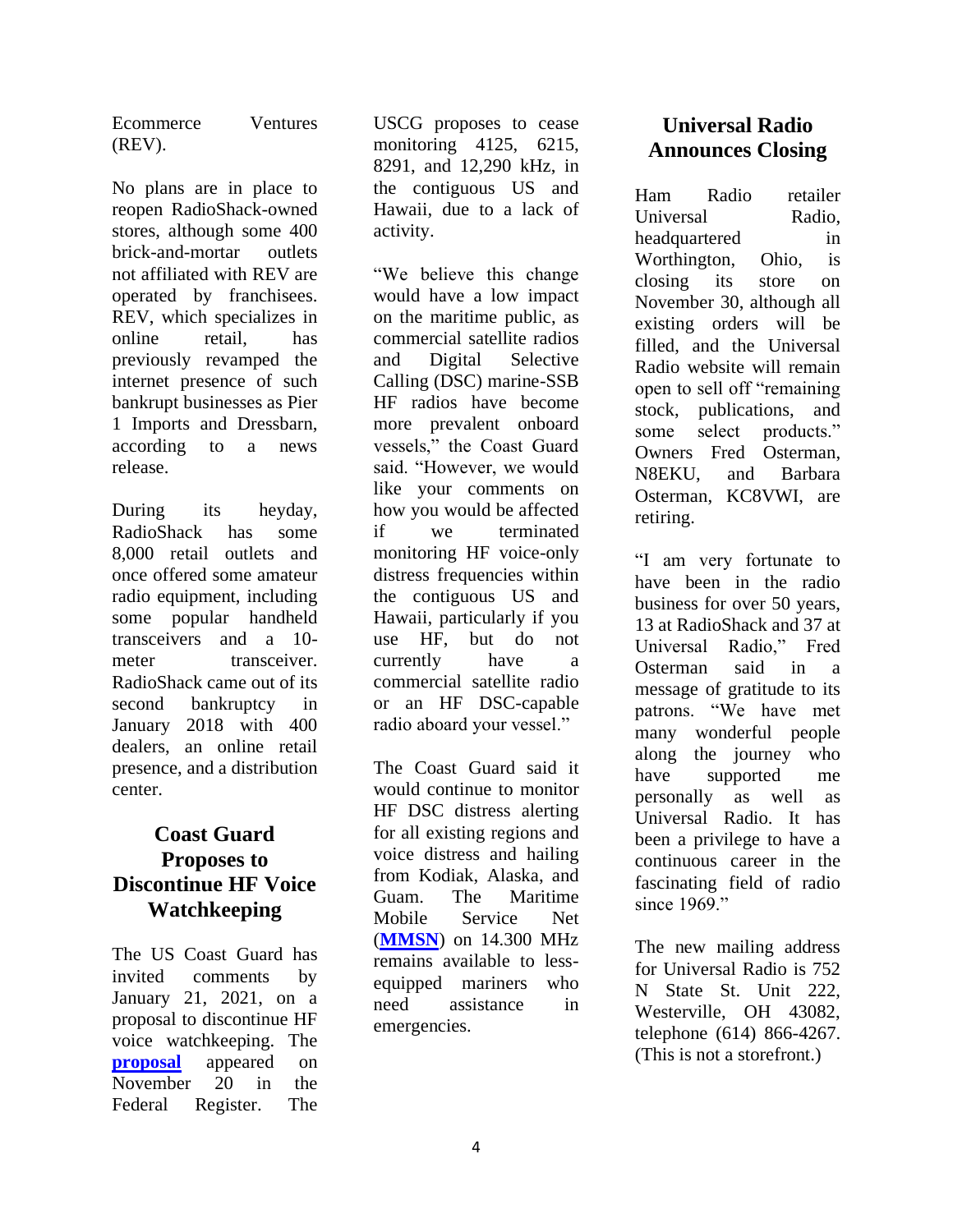Ecommerce Ventures (REV).

No plans are in place to reopen RadioShack-owned stores, although some 400 brick-and-mortar outlets not affiliated with REV are operated by franchisees. REV, which specializes in online retail, has previously revamped the internet presence of such bankrupt businesses as Pier 1 Imports and Dressbarn, according to a news release.

During its heyday, RadioShack has some 8,000 retail outlets and once offered some amateur radio equipment, including some popular handheld transceivers and a 10-meter transceiver. RadioShack came out of its second bankruptcy in January 2018 with 400 dealers, an online retail presence, and a distribution center.

## Coast Guard Proposes to Discontinue HF Voice Watchkeeping

The US Coast Guard has invited comments by January 21, 2021, on a proposal to discontinue HF voice watchkeeping. The **proposal** appeared on November 20 in the Federal Register. The USCG proposes to cease monitoring 4125, 6215, 8291, and 12,290 kHz, in the contiguous US and Hawaii, due to a lack of activity.

"We believe this change would have a low impact on the maritime public, as commercial satellite radios and Digital Selective Calling (DSC) marine-SSB HF radios have become more prevalent onboard vessels," the Coast Guard said. "However, we would like your comments on how you would be affected if we terminated monitoring HF voice-only distress frequencies within the contiguous US and Hawaii, particularly if you use HF, but do not currently have a commercial satellite radio or an HF DSC-capable radio aboard your vessel."

The Coast Guard said it would continue to monitor HF DSC distress alerting for all existing regions and voice distress and hailing from Kodiak, Alaska, and Guam. The Maritime Mobile Service Net (**MMSN**) on 14.300 MHz remains available to less-equipped mariners who need assistance in emergencies.

## Universal Radio Announces Closing

Ham Radio retailer Universal Radio, headquartered in Worthington, Ohio, is closing its store on November 30, although all existing orders will be filled, and the Universal Radio website will remain open to sell off "remaining stock, publications, and some select products." Owners Fred Osterman, N8EKU, and Barbara Osterman, KC8VWI, are retiring.

"I am very fortunate to have been in the radio business for over 50 years, 13 at RadioShack and 37 at Universal Radio," Fred Osterman said in a message of gratitude to its patrons. "We have met many wonderful people along the journey who have supported me personally as well as Universal Radio. It has been a privilege to have a continuous career in the fascinating field of radio since 1969."

The new mailing address for Universal Radio is 752 N State St. Unit 222, Westerville, OH 43082, telephone (614) 866-4267. (This is not a storefront.)